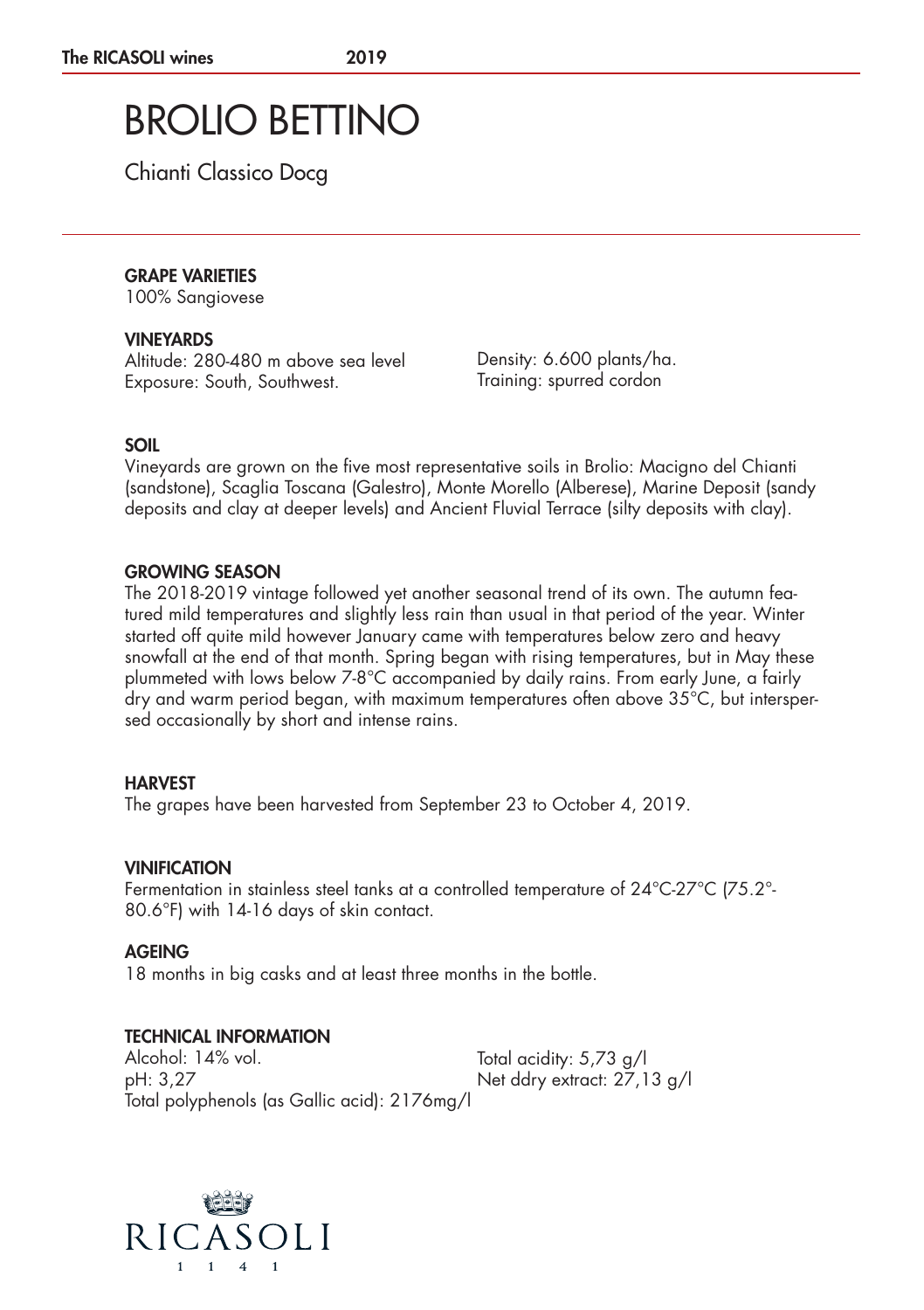# BROLIO BETTINO

Chianti Classico Docg

### GRAPE VARIETIES

100% Sangiovese

### VINEYARDS

Altitude: 280-480 m above sea level
Exposure: South, Southwest.
Density: 6.600 plants/ha.
Training: spurred cordon

### SOIL

Vineyards are grown on the five most representative soils in Brolio: Macigno del Chianti (sandstone), Scaglia Toscana (Galestro), Monte Morello (Alberese), Marine Deposit (sandy deposits and clay at deeper levels) and Ancient Fluvial Terrace (silty deposits with clay).

### GROWING SEASON

The 2018-2019 vintage followed yet another seasonal trend of its own. The autumn featured mild temperatures and slightly less rain than usual in that period of the year. Winter started off quite mild however January came with temperatures below zero and heavy snowfall at the end of that month. Spring began with rising temperatures, but in May these plummeted with lows below 7-8°C accompanied by daily rains. From early June, a fairly dry and warm period began, with maximum temperatures often above 35°C, but interspersed occasionally by short and intense rains.

### HARVEST

The grapes have been harvested from September 23 to October 4, 2019.

### VINIFICATION

Fermentation in stainless steel tanks at a controlled temperature of 24°C-27°C (75.2°-80.6°F) with 14-16 days of skin contact.

### AGEING

18 months in big casks and at least three months in the bottle.

### TECHNICAL INFORMATION

Alcohol: 14% vol.
pH: 3,27
Total polyphenols (as Gallic acid): 2176mg/l
Total acidity: 5,73 g/l
Net ddry extract: 27,13 g/l

RICASOLI
1141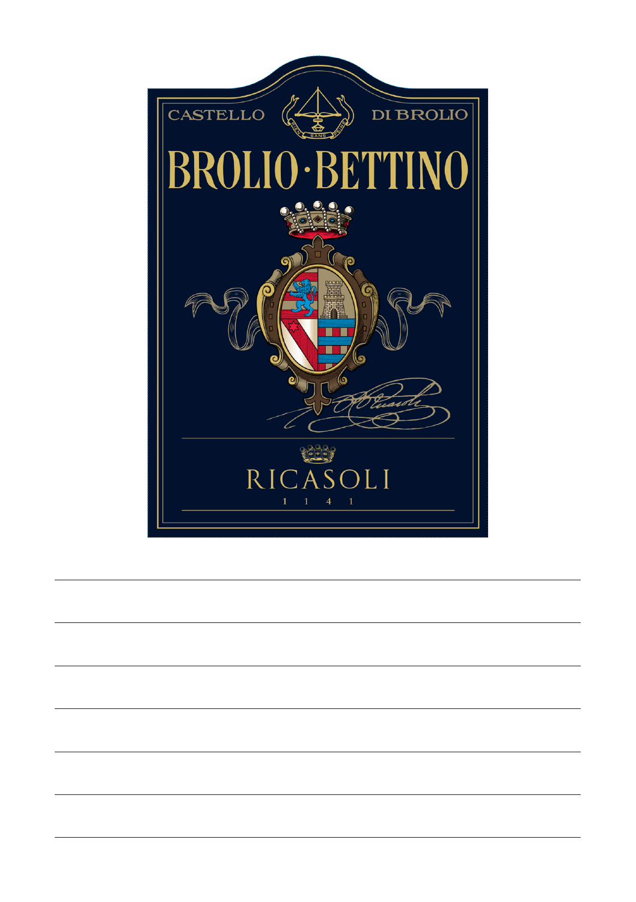CASTELLO DI BROLIO

# BROLIO · BETTINO

RICASOLI

1141